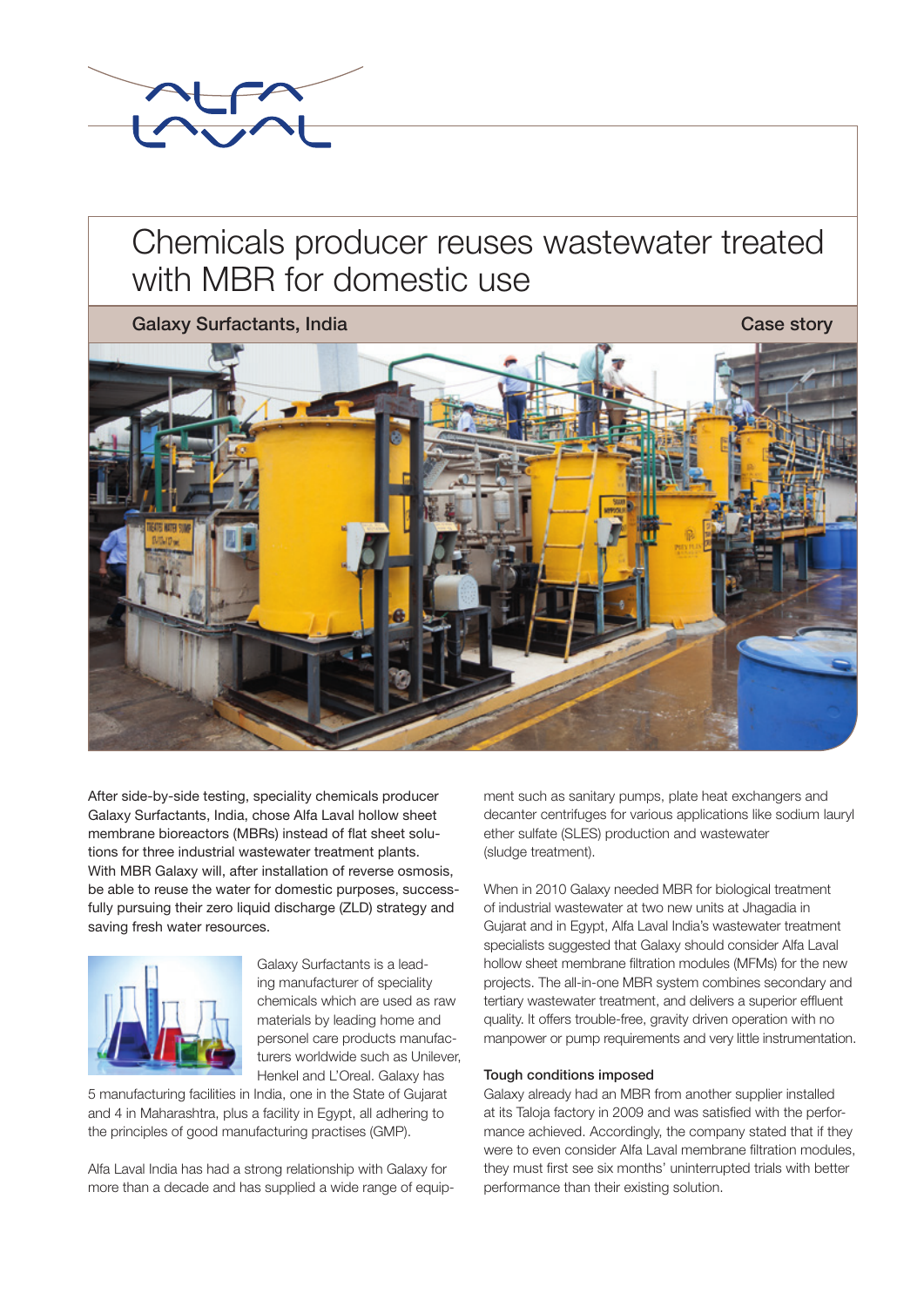# Chemicals producer reuses wastewater treated with MBR for domestic use

**Galaxy Surfactants, India** — **Case story**

After side-by-side testing, speciality chemicals producer Galaxy Surfactants, India, chose Alfa Laval hollow sheet membrane bioreactors (MBRs) instead of flat sheet solutions for three industrial wastewater treatment plants. With MBR Galaxy will, after installation of reverse osmosis, be able to reuse the water for domestic purposes, successfully pursuing their zero liquid discharge (ZLD) strategy and saving fresh water resources.

Galaxy Surfactants is a leading manufacturer of speciality chemicals which are used as raw materials by leading home and personel care products manufacturers worldwide such as Unilever, Henkel and L'Oreal. Galaxy has 5 manufacturing facilities in India, one in the State of Gujarat and 4 in Maharashtra, plus a facility in Egypt, all adhering to the principles of good manufacturing practises (GMP).

Alfa Laval India has had a strong relationship with Galaxy for more than a decade and has supplied a wide range of equipment such as sanitary pumps, plate heat exchangers and decanter centrifuges for various applications like sodium lauryl ether sulfate (SLES) production and wastewater (sludge treatment).

When in 2010 Galaxy needed MBR for biological treatment of industrial wastewater at two new units at Jhagadia in Gujarat and in Egypt, Alfa Laval India's wastewater treatment specialists suggested that Galaxy should consider Alfa Laval hollow sheet membrane filtration modules (MFMs) for the new projects. The all-in-one MBR system combines secondary and tertiary wastewater treatment, and delivers a superior effluent quality. It offers trouble-free, gravity driven operation with no manpower or pump requirements and very little instrumentation.

### Tough conditions imposed

Galaxy already had an MBR from another supplier installed at its Taloja factory in 2009 and was satisfied with the performance achieved. Accordingly, the company stated that if they were to even consider Alfa Laval membrane filtration modules, they must first see six months' uninterrupted trials with better performance than their existing solution.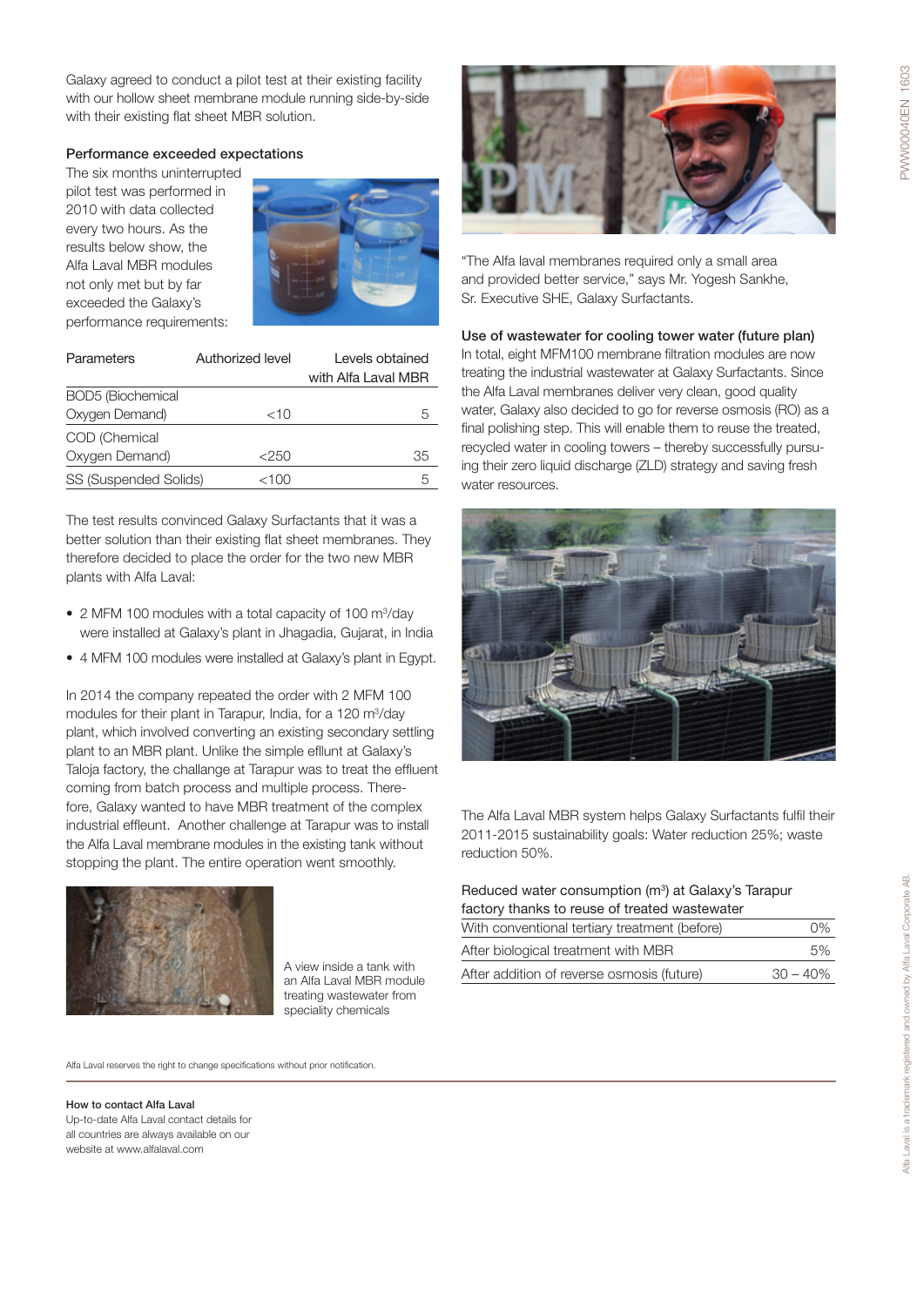Galaxy agreed to conduct a pilot test at their existing facility with our hollow sheet membrane module running side-by-side with their existing flat sheet MBR solution.

### Performance exceeded expectations

The six months uninterrupted pilot test was performed in 2010 with data collected every two hours. As the results below show, the Alfa Laval MBR modules not only met but by far exceeded the Galaxy's performance requirements:

| Parameters | Authorized level | Levels obtained with Alfa Laval MBR |
|---|---|---|
| BOD5 (Biochemical Oxygen Demand) | <10 | 5 |
| COD (Chemical Oxygen Demand) | <250 | 35 |
| SS (Suspended Solids) | <100 | 5 |

The test results convinced Galaxy Surfactants that it was a better solution than their existing flat sheet membranes. They therefore decided to place the order for the two new MBR plants with Alfa Laval:

- 2 MFM 100 modules with a total capacity of 100 m³/day were installed at Galaxy's plant in Jhagadia, Gujarat, in India
- 4 MFM 100 modules were installed at Galaxy's plant in Egypt.

In 2014 the company repeated the order with 2 MFM 100 modules for their plant in Tarapur, India, for a 120 m³/day plant, which involved converting an existing secondary settling plant to an MBR plant. Unlike the simple efflunt at Galaxy's Taloja factory, the challange at Tarapur was to treat the effluent coming from batch process and multiple process. Therefore, Galaxy wanted to have MBR treatment of the complex industrial effluent. Another challenge at Tarapur was to install the Alfa Laval membrane modules in the existing tank without stopping the plant. The entire operation went smoothly.

A view inside a tank with an Alfa Laval MBR module treating wastewater from speciality chemicals

"The Alfa laval membranes required only a small area and provided better service," says Mr. Yogesh Sankhe, Sr. Executive SHE, Galaxy Surfactants.

### Use of wastewater for cooling tower water (future plan)

In total, eight MFM100 membrane filtration modules are now treating the industrial wastewater at Galaxy Surfactants. Since the Alfa Laval membranes deliver very clean, good quality water, Galaxy also decided to go for reverse osmosis (RO) as a final polishing step. This will enable them to reuse the treated, recycled water in cooling towers – thereby successfully pursuing their zero liquid discharge (ZLD) strategy and saving fresh water resources.

The Alfa Laval MBR system helps Galaxy Surfactants fulfil their 2011-2015 sustainability goals: Water reduction 25%; waste reduction 50%.

Reduced water consumption (m³) at Galaxy's Tarapur factory thanks to reuse of treated wastewater

| | |
|---|---|
| With conventional tertiary treatment (before) | 0% |
| After biological treatment with MBR | 5% |
| After addition of reverse osmosis (future) | 30 – 40% |

Alfa Laval reserves the right to change specifications without prior notification.

**How to contact Alfa Laval**
Up-to-date Alfa Laval contact details for all countries are always available on our website at www.alfalaval.com

PWW00040EN 1603

Alfa Laval is a trademark registered and owned by Alfa Laval Corporate AB.